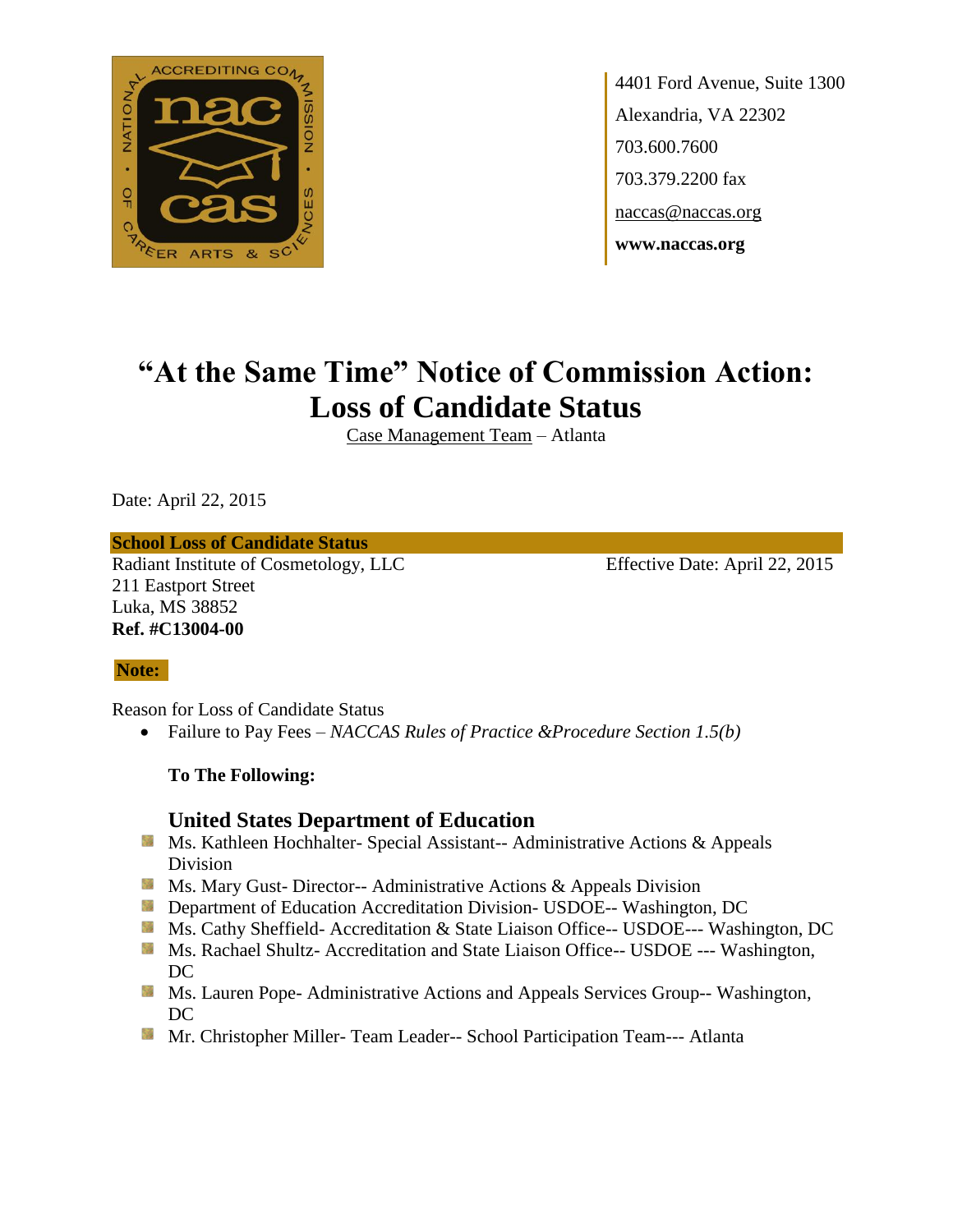4401 Ford Avenue, Suite 1300
Alexandria, VA 22302
703.600.7600
703.379.2200 fax
naccas@naccas.org
**www.naccas.org**

# "At the Same Time" Notice of Commission Action: Loss of Candidate Status

Case Management Team – Atlanta

Date: April 22, 2015

**School Loss of Candidate Status**

Radiant Institute of Cosmetology, LLC
211 Eastport Street
Luka, MS 38852
**Ref. #C13004-00**

Effective Date: April 22, 2015

**Note:**

Reason for Loss of Candidate Status

- Failure to Pay Fees – *NACCAS Rules of Practice &Procedure Section 1.5(b)*

**To The Following:**

### United States Department of Education

- Ms. Kathleen Hochhalter- Special Assistant-- Administrative Actions & Appeals Division
- Ms. Mary Gust- Director-- Administrative Actions & Appeals Division
- Department of Education Accreditation Division- USDOE-- Washington, DC
- Ms. Cathy Sheffield- Accreditation & State Liaison Office-- USDOE--- Washington, DC
- Ms. Rachael Shultz- Accreditation and State Liaison Office-- USDOE --- Washington, DC
- Ms. Lauren Pope- Administrative Actions and Appeals Services Group-- Washington, DC
- Mr. Christopher Miller- Team Leader-- School Participation Team--- Atlanta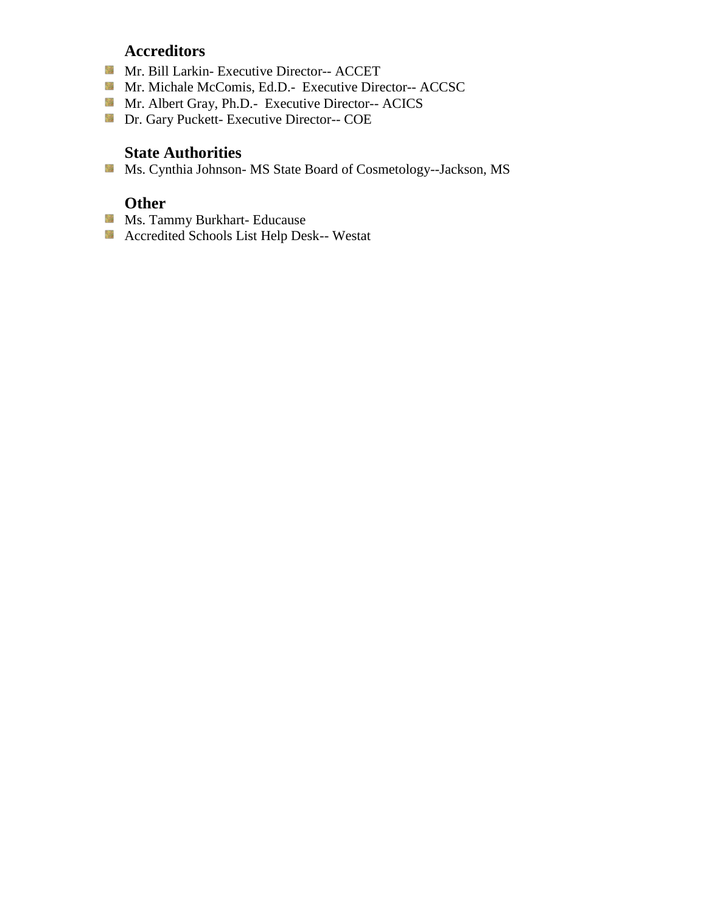## Accreditors

- Mr. Bill Larkin- Executive Director-- ACCET
- Mr. Michale McComis, Ed.D.- Executive Director-- ACCSC
- Mr. Albert Gray, Ph.D.- Executive Director-- ACICS
- Dr. Gary Puckett- Executive Director-- COE

## State Authorities

- Ms. Cynthia Johnson- MS State Board of Cosmetology--Jackson, MS

## Other

- Ms. Tammy Burkhart- Educause
- Accredited Schools List Help Desk-- Westat